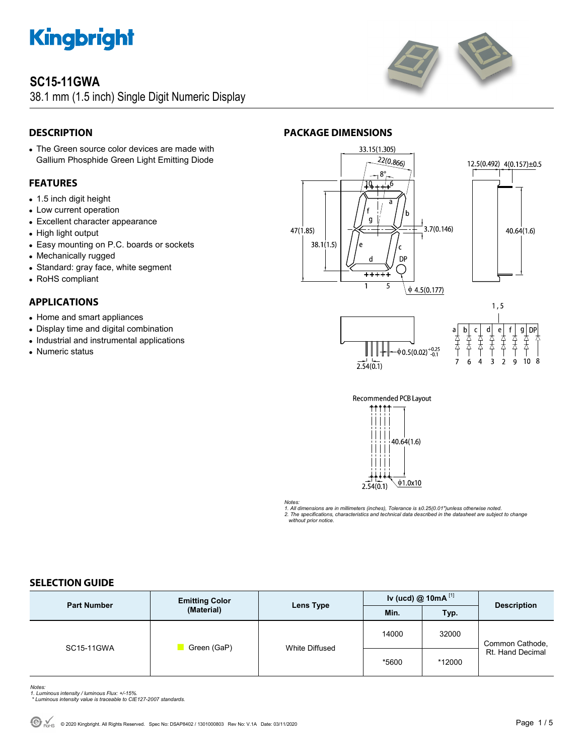# SC15-11GWA

38.1 mm (1.5 inch) Single Digit Numeric Display

## DESCRIPTION

- The Green source color devices are made with Gallium Phosphide Green Light Emitting Diode

## FEATURES

- 1.5 inch digit height
- Low current operation
- Excellent character appearance
- High light output
- Easy mounting on P.C. boards or sockets
- Mechanically rugged
- Standard: gray face, white segment
- RoHS compliant

## APPLICATIONS

- Home and smart appliances
- Display time and digital combination
- Industrial and instrumental applications
- Numeric status

## PACKAGE DIMENSIONS

Recommended PCB Layout

*Notes:*
*1. All dimensions are in millimeters (inches), Tolerance is ±0.25(0.01")unless otherwise noted.*
*2. The specifications, characteristics and technical data described in the datasheet are subject to change without prior notice.*

## SELECTION GUIDE

| Part Number | Emitting Color (Material) | Lens Type | Iv (ucd) @ 10mA [1] | | Description |
|---|---|---|---|---|---|
| | | | Min. | Typ. | |
| SC15-11GWA | Green (GaP) | White Diffused | 14000 | 32000 | Common Cathode, Rt. Hand Decimal |
| | | | *5600 | *12000 | |

*Notes:*
*1. Luminous intensity / luminous Flux: +/-15%.*
*\* Luminous intensity value is traceable to CIE127-2007 standards.*

© 2020 Kingbright. All Rights Reserved. Spec No: DSAP8402 / 1301000803 Rev No: V.1A Date: 03/11/2020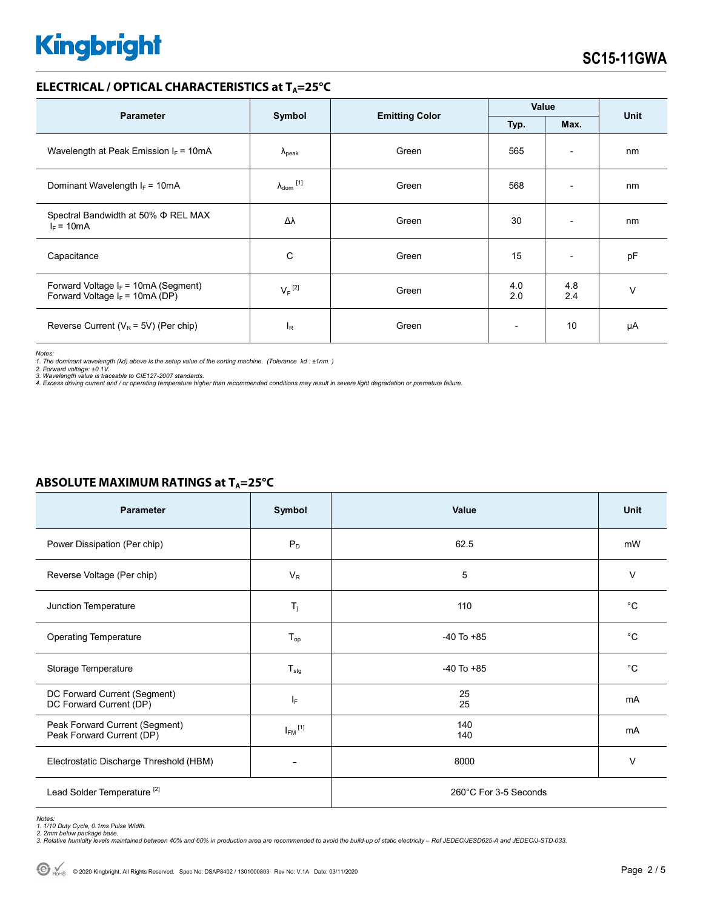## ELECTRICAL / OPTICAL CHARACTERISTICS at $T_A$=25°C

| Parameter | Symbol | Emitting Color | Value | | Unit |
|---|---|---|---|---|---|
| | | | Typ. | Max. | |
| Wavelength at Peak Emission $I_F$ = 10mA | $\lambda_{peak}$ | Green | 565 | - | nm |
| Dominant Wavelength $I_F$ = 10mA | $\lambda_{dom}$ [1] | Green | 568 | - | nm |
| Spectral Bandwidth at 50% Φ REL MAX $I_F$ = 10mA | Δλ | Green | 30 | - | nm |
| Capacitance | C | Green | 15 | - | pF |
| Forward Voltage $I_F$ = 10mA (Segment)<br>Forward Voltage $I_F$ = 10mA (DP) | $V_F$ [2] | Green | 4.0<br>2.0 | 4.8<br>2.4 | V |
| Reverse Current ($V_R$ = 5V) (Per chip) | $I_R$ | Green | - | 10 | μA |

*Notes:*
*1. The dominant wavelength (λd) above is the setup value of the sorting machine. (Tolerance λd : ±1nm. )*
*2. Forward voltage: ±0.1V.*
*3. Wavelength value is traceable to CIE127-2007 standards.*
*4. Excess driving current and / or operating temperature higher than recommended conditions may result in severe light degradation or premature failure.*

## ABSOLUTE MAXIMUM RATINGS at $T_A$=25°C

| Parameter | Symbol | Value | Unit |
|---|---|---|---|
| Power Dissipation (Per chip) | $P_D$ | 62.5 | mW |
| Reverse Voltage (Per chip) | $V_R$ | 5 | V |
| Junction Temperature | $T_j$ | 110 | °C |
| Operating Temperature | $T_{op}$ | -40 To +85 | °C |
| Storage Temperature | $T_{stg}$ | -40 To +85 | °C |
| DC Forward Current (Segment)<br>DC Forward Current (DP) | $I_F$ | 25<br>25 | mA |
| Peak Forward Current (Segment)<br>Peak Forward Current (DP) | $I_{FM}$ [1] | 140<br>140 | mA |
| Electrostatic Discharge Threshold (HBM) | - | 8000 | V |
| Lead Solder Temperature [2] | | 260°C For 3-5 Seconds | |

*Notes:*
*1. 1/10 Duty Cycle, 0.1ms Pulse Width.*
*2. 2mm below package base.*
*3. Relative humidity levels maintained between 40% and 60% in production area are recommended to avoid the build-up of static electricity – Ref JEDEC/JESD625-A and JEDEC/J-STD-033.*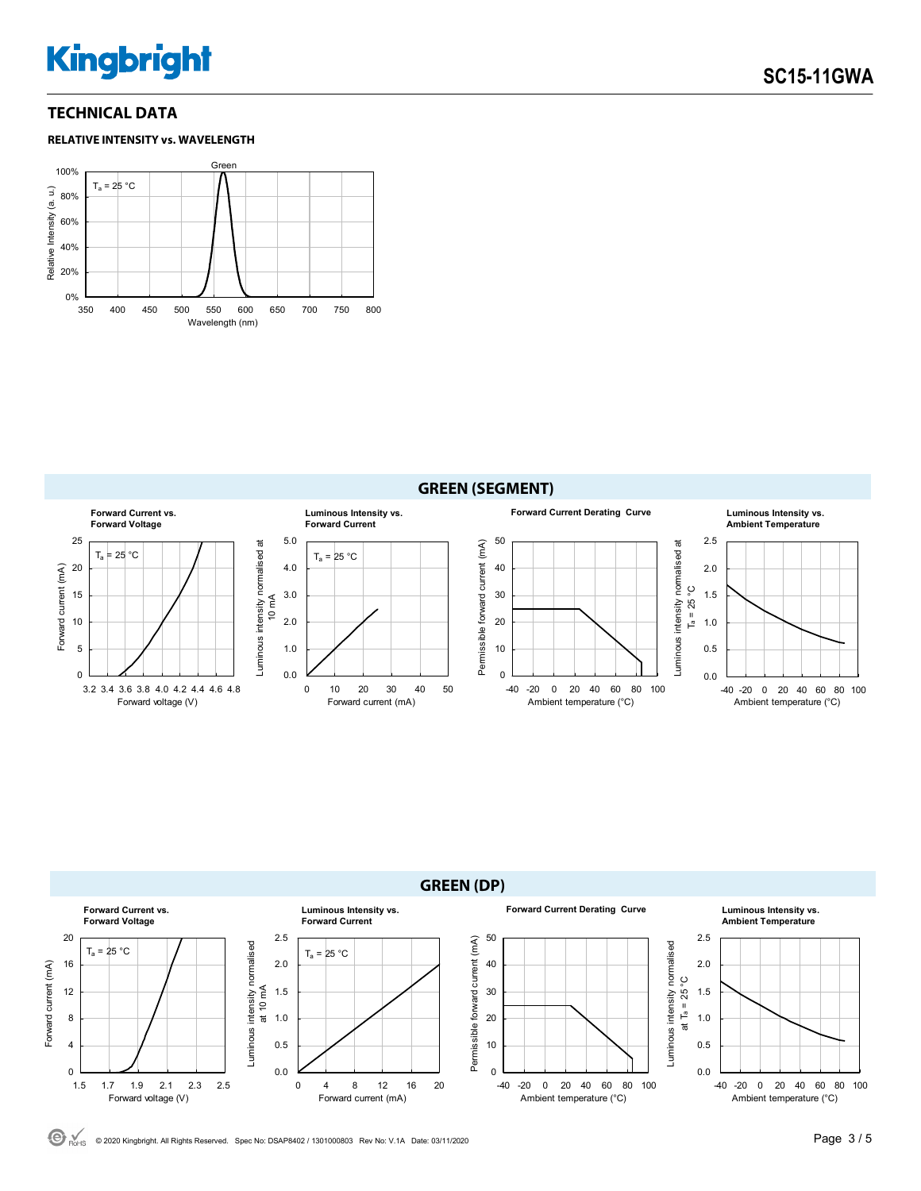## TECHNICAL DATA

### RELATIVE INTENSITY vs. WAVELENGTH

## GREEN (SEGMENT)

**Forward Current vs. Forward Voltage**

**Luminous Intensity vs. Forward Current**

**Forward Current Derating Curve**

**Luminous Intensity vs. Ambient Temperature**

## GREEN (DP)

**Forward Current vs. Forward Voltage**

**Luminous Intensity vs. Forward Current**

**Forward Current Derating Curve**

**Luminous Intensity vs. Ambient Temperature**

© 2020 Kingbright. All Rights Reserved. Spec No: DSAP8402 / 1301000803 Rev No: V.1A Date: 03/11/2020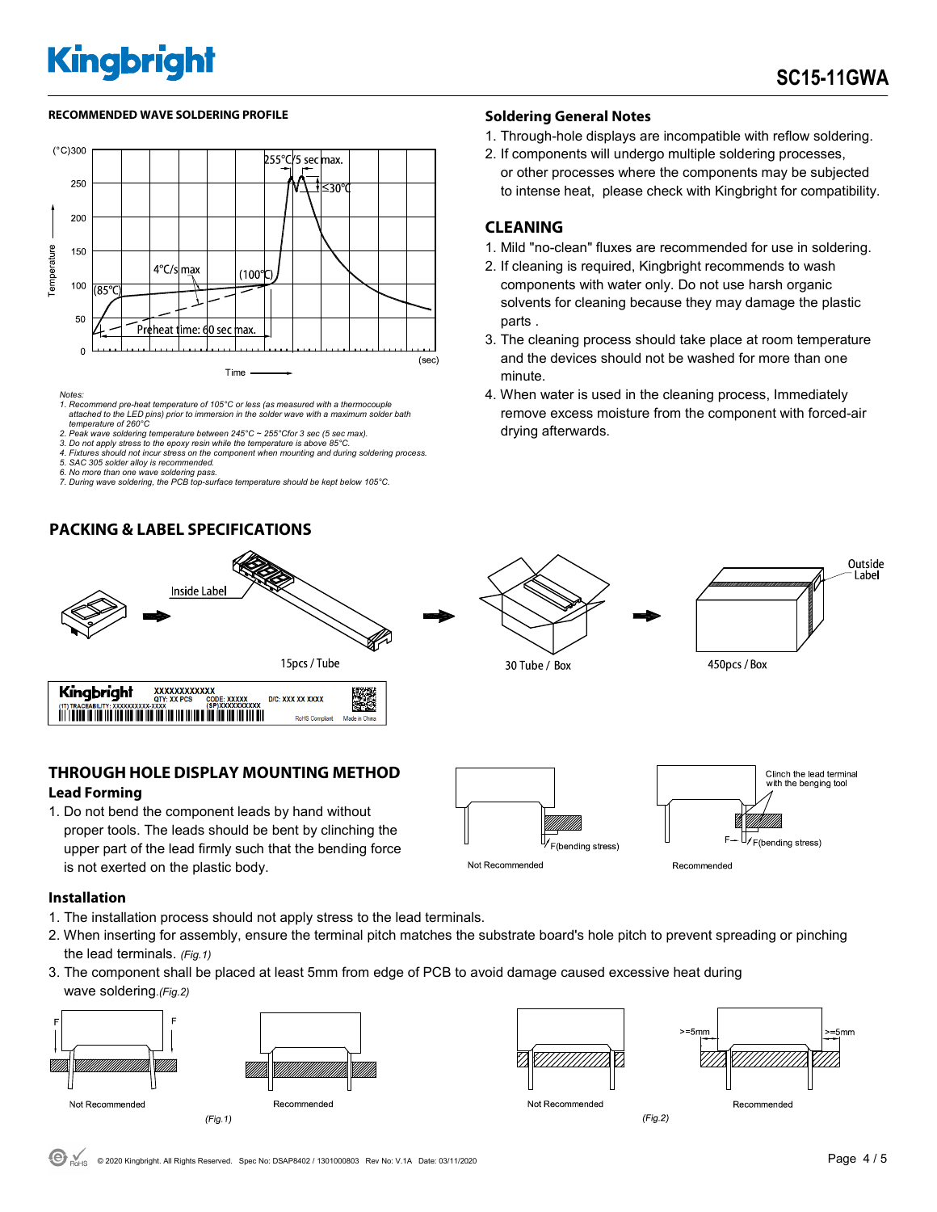## RECOMMENDED WAVE SOLDERING PROFILE

*Notes:*
1. *Recommend pre-heat temperature of 105°C or less (as measured with a thermocouple attached to the LED pins) prior to immersion in the solder wave with a maximum solder bath temperature of 260°C*
2. *Peak wave soldering temperature between 245°C ~ 255°Cfor 3 sec (5 sec max).*
3. *Do not apply stress to the epoxy resin while the temperature is above 85°C.*
4. *Fixtures should not incur stress on the component when mounting and during soldering process.*
5. *SAC 305 solder alloy is recommended.*
6. *No more than one wave soldering pass.*
7. *During wave soldering, the PCB top-surface temperature should be kept below 105°C.*

## Soldering General Notes

1. Through-hole displays are incompatible with reflow soldering.
2. If components will undergo multiple soldering processes, or other processes where the components may be subjected to intense heat, please check with Kingbright for compatibility.

## CLEANING

1. Mild "no-clean" fluxes are recommended for use in soldering.
2. If cleaning is required, Kingbright recommends to wash components with water only. Do not use harsh organic solvents for cleaning because they may damage the plastic parts .
3. The cleaning process should take place at room temperature and the devices should not be washed for more than one minute.
4. When water is used in the cleaning process, Immediately remove excess moisture from the component with forced-air drying afterwards.

## PACKING & LABEL SPECIFICATIONS

Inside Label

15pcs / Tube

30 Tube / Box

450pcs / Box

Outside Label

## THROUGH HOLE DISPLAY MOUNTING METHOD

### Lead Forming

1. Do not bend the component leads by hand without proper tools. The leads should be bent by clinching the upper part of the lead firmly such that the bending force is not exerted on the plastic body.

Not Recommended — Recommended (Clinch the lead terminal with the benging tool)

### Installation

1. The installation process should not apply stress to the lead terminals.
2. When inserting for assembly, ensure the terminal pitch matches the substrate board's hole pitch to prevent spreading or pinching the lead terminals. *(Fig.1)*
3. The component shall be placed at least 5mm from edge of PCB to avoid damage caused excessive heat during wave soldering.*(Fig.2)*

Not Recommended — Recommended *(Fig.1)*

Not Recommended — Recommended (>=5mm) *(Fig.2)*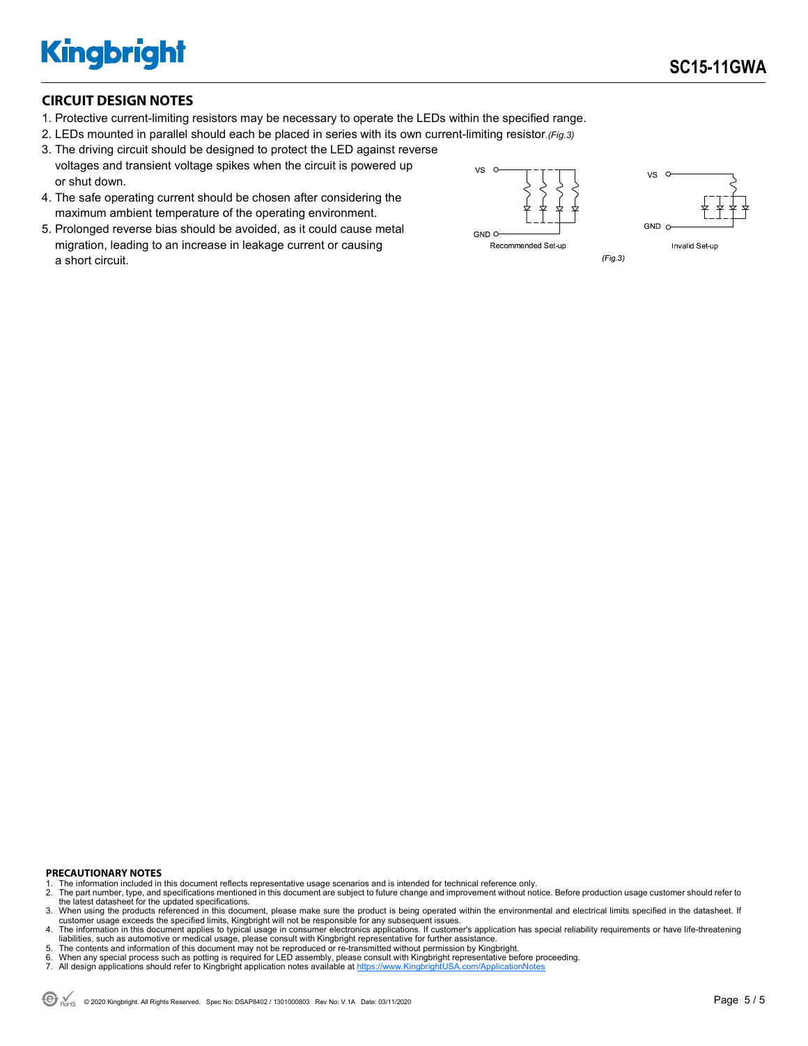## CIRCUIT DESIGN NOTES

1. Protective current-limiting resistors may be necessary to operate the LEDs within the specified range.
2. LEDs mounted in parallel should each be placed in series with its own current-limiting resistor.*(Fig.3)*
3. The driving circuit should be designed to protect the LED against reverse voltages and transient voltage spikes when the circuit is powered up or shut down.
4. The safe operating current should be chosen after considering the maximum ambient temperature of the operating environment.
5. Prolonged reverse bias should be avoided, as it could cause metal migration, leading to an increase in leakage current or causing a short circuit.

VS
GND
Recommended Set-up

VS
GND
Invalid Set-up

*(Fig.3)*

#### PRECAUTIONARY NOTES

1. The information included in this document reflects representative usage scenarios and is intended for technical reference only.
2. The part number, type, and specifications mentioned in this document are subject to future change and improvement without notice. Before production usage customer should refer to the latest datasheet for the updated specifications.
3. When using the products referenced in this document, please make sure the product is being operated within the environmental and electrical limits specified in the datasheet. If customer usage exceeds the specified limits, Kingbright will not be responsible for any subsequent issues.
4. The information in this document applies to typical usage in consumer electronics applications. If customer's application has special reliability requirements or have life-threatening liabilities, such as automotive or medical usage, please consult with Kingbright representative for further assistance.
5. The contents and information of this document may not be reproduced or re-transmitted without permission by Kingbright.
6. When any special process such as potting is required for LED assembly, please consult with Kingbright representative before proceeding.
7. All design applications should refer to Kingbright application notes available at https://www.KingbrightUSA.com/ApplicationNotes

© 2020 Kingbright. All Rights Reserved. Spec No: DSAP8402 / 1301000803 Rev No: V.1A Date: 03/11/2020